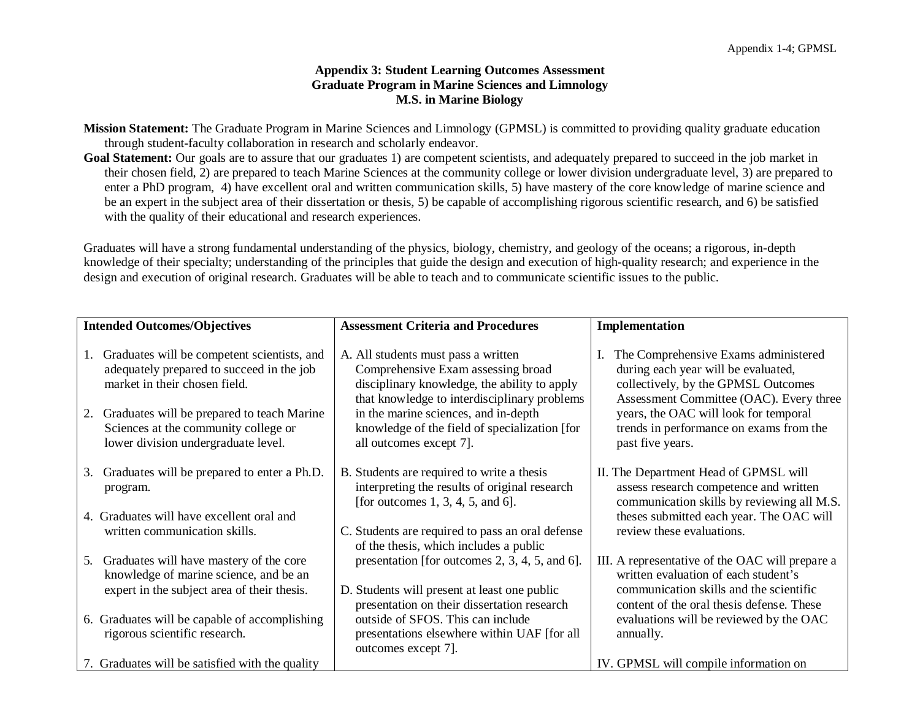**Appendix 3: Student Learning Outcomes Assessment**
**Graduate Program in Marine Sciences and Limnology**
**M.S. in Marine Biology**

**Mission Statement:** The Graduate Program in Marine Sciences and Limnology (GPMSL) is committed to providing quality graduate education through student-faculty collaboration in research and scholarly endeavor.

**Goal Statement:** Our goals are to assure that our graduates 1) are competent scientists, and adequately prepared to succeed in the job market in their chosen field, 2) are prepared to teach Marine Sciences at the community college or lower division undergraduate level, 3) are prepared to enter a PhD program, 4) have excellent oral and written communication skills, 5) have mastery of the core knowledge of marine science and be an expert in the subject area of their dissertation or thesis, 5) be capable of accomplishing rigorous scientific research, and 6) be satisfied with the quality of their educational and research experiences.

Graduates will have a strong fundamental understanding of the physics, biology, chemistry, and geology of the oceans; a rigorous, in-depth knowledge of their specialty; understanding of the principles that guide the design and execution of high-quality research; and experience in the design and execution of original research. Graduates will be able to teach and to communicate scientific issues to the public.

| Intended Outcomes/Objectives | Assessment Criteria and Procedures | Implementation |
|---|---|---|
| 1. Graduates will be competent scientists, and adequately prepared to succeed in the job market in their chosen field.<br><br>2. Graduates will be prepared to teach Marine Sciences at the community college or lower division undergraduate level.<br><br>3. Graduates will be prepared to enter a Ph.D. program.<br><br>4. Graduates will have excellent oral and written communication skills.<br><br>5. Graduates will have mastery of the core knowledge of marine science, and be an expert in the subject area of their thesis.<br><br>6. Graduates will be capable of accomplishing rigorous scientific research.<br><br>7. Graduates will be satisfied with the quality | A. All students must pass a written Comprehensive Exam assessing broad disciplinary knowledge, the ability to apply that knowledge to interdisciplinary problems in the marine sciences, and in-depth knowledge of the field of specialization [for all outcomes except 7].<br><br>B. Students are required to write a thesis interpreting the results of original research [for outcomes 1, 3, 4, 5, and 6].<br><br>C. Students are required to pass an oral defense of the thesis, which includes a public presentation [for outcomes 2, 3, 4, 5, and 6].<br><br>D. Students will present at least one public presentation on their dissertation research outside of SFOS. This can include presentations elsewhere within UAF [for all outcomes except 7]. | I. The Comprehensive Exams administered during each year will be evaluated, collectively, by the GPMSL Outcomes Assessment Committee (OAC). Every three years, the OAC will look for temporal trends in performance on exams from the past five years.<br><br>II. The Department Head of GPMSL will assess research competence and written communication skills by reviewing all M.S. theses submitted each year. The OAC will review these evaluations.<br><br>III. A representative of the OAC will prepare a written evaluation of each student's communication skills and the scientific content of the oral thesis defense. These evaluations will be reviewed by the OAC annually.<br><br>IV. GPMSL will compile information on |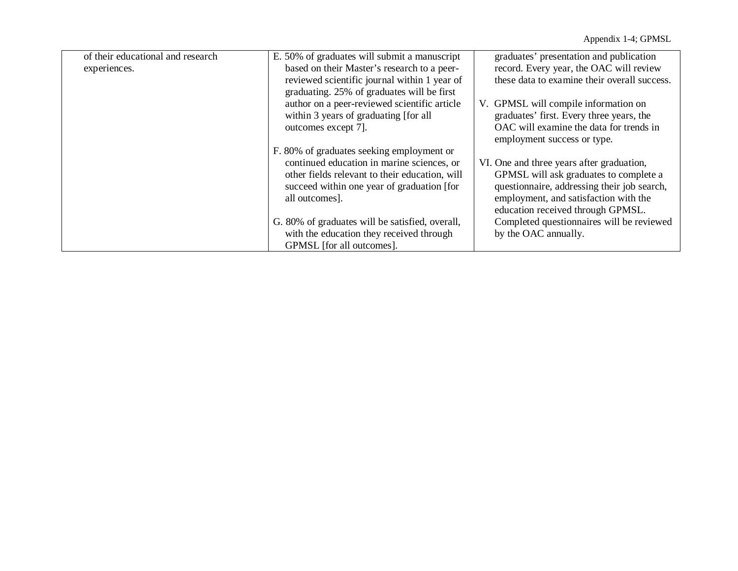| | | |
|---|---|---|
| of their educational and research experiences. | E. 50% of graduates will submit a manuscript based on their Master's research to a peer-reviewed scientific journal within 1 year of graduating. 25% of graduates will be first author on a peer-reviewed scientific article within 3 years of graduating [for all outcomes except 7].<br><br>F. 80% of graduates seeking employment or continued education in marine sciences, or other fields relevant to their education, will succeed within one year of graduation [for all outcomes].<br><br>G. 80% of graduates will be satisfied, overall, with the education they received through GPMSL [for all outcomes]. | graduates' presentation and publication record. Every year, the OAC will review these data to examine their overall success.<br><br>V. GPMSL will compile information on graduates' first. Every three years, the OAC will examine the data for trends in employment success or type.<br><br>VI. One and three years after graduation, GPMSL will ask graduates to complete a questionnaire, addressing their job search, employment, and satisfaction with the education received through GPMSL. Completed questionnaires will be reviewed by the OAC annually. |